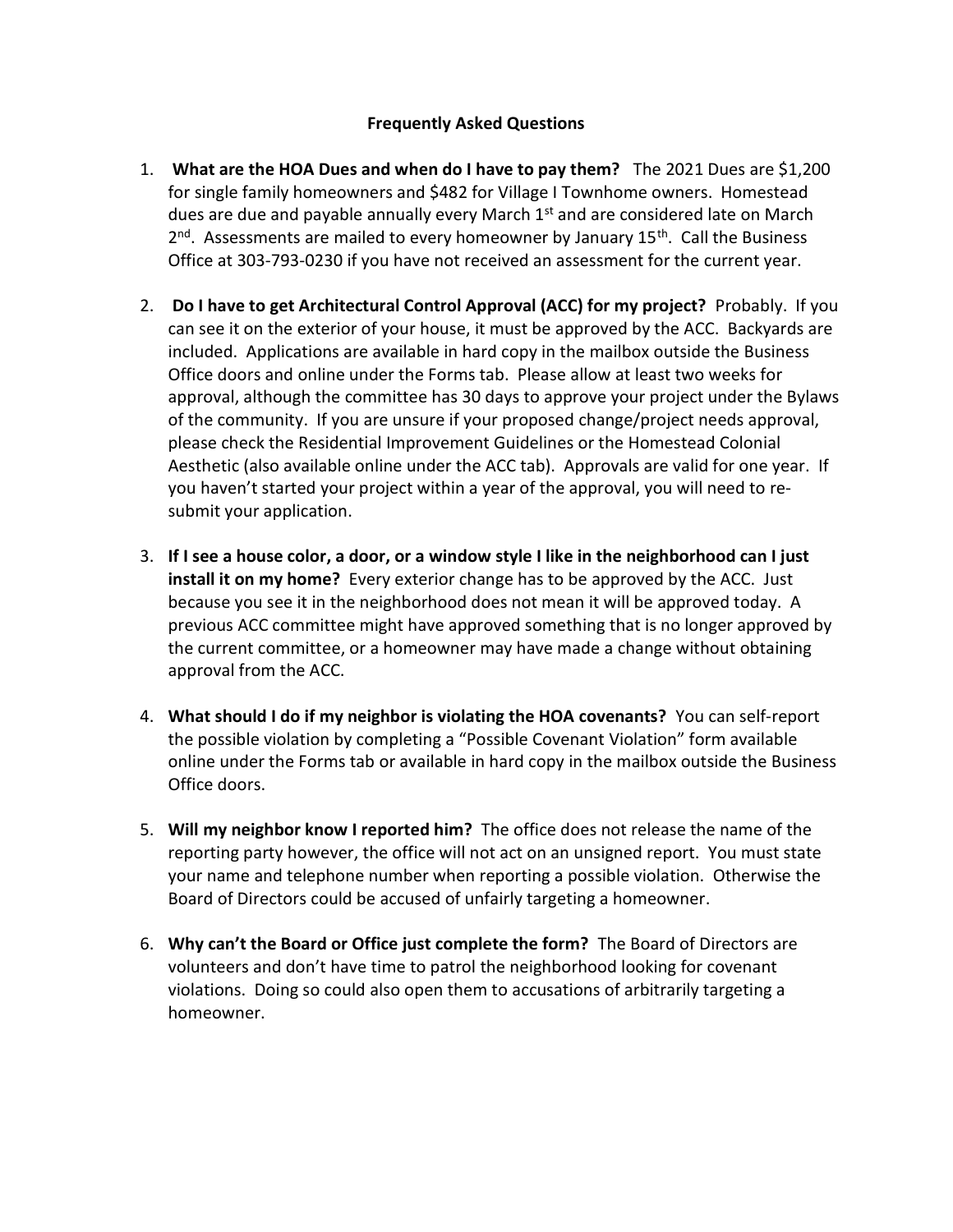## Frequently Asked Questions

1. **What are the HOA Dues and when do I have to pay them?** The 2021 Dues are $1,200 for single family homeowners and $482 for Village I Townhome owners. Homestead dues are due and payable annually every March 1st and are considered late on March 2nd. Assessments are mailed to every homeowner by January 15th. Call the Business Office at 303-793-0230 if you have not received an assessment for the current year.

2. **Do I have to get Architectural Control Approval (ACC) for my project?** Probably. If you can see it on the exterior of your house, it must be approved by the ACC. Backyards are included. Applications are available in hard copy in the mailbox outside the Business Office doors and online under the Forms tab. Please allow at least two weeks for approval, although the committee has 30 days to approve your project under the Bylaws of the community. If you are unsure if your proposed change/project needs approval, please check the Residential Improvement Guidelines or the Homestead Colonial Aesthetic (also available online under the ACC tab). Approvals are valid for one year. If you haven't started your project within a year of the approval, you will need to re-submit your application.

3. **If I see a house color, a door, or a window style I like in the neighborhood can I just install it on my home?** Every exterior change has to be approved by the ACC. Just because you see it in the neighborhood does not mean it will be approved today. A previous ACC committee might have approved something that is no longer approved by the current committee, or a homeowner may have made a change without obtaining approval from the ACC.

4. **What should I do if my neighbor is violating the HOA covenants?** You can self-report the possible violation by completing a "Possible Covenant Violation" form available online under the Forms tab or available in hard copy in the mailbox outside the Business Office doors.

5. **Will my neighbor know I reported him?** The office does not release the name of the reporting party however, the office will not act on an unsigned report. You must state your name and telephone number when reporting a possible violation. Otherwise the Board of Directors could be accused of unfairly targeting a homeowner.

6. **Why can't the Board or Office just complete the form?** The Board of Directors are volunteers and don't have time to patrol the neighborhood looking for covenant violations. Doing so could also open them to accusations of arbitrarily targeting a homeowner.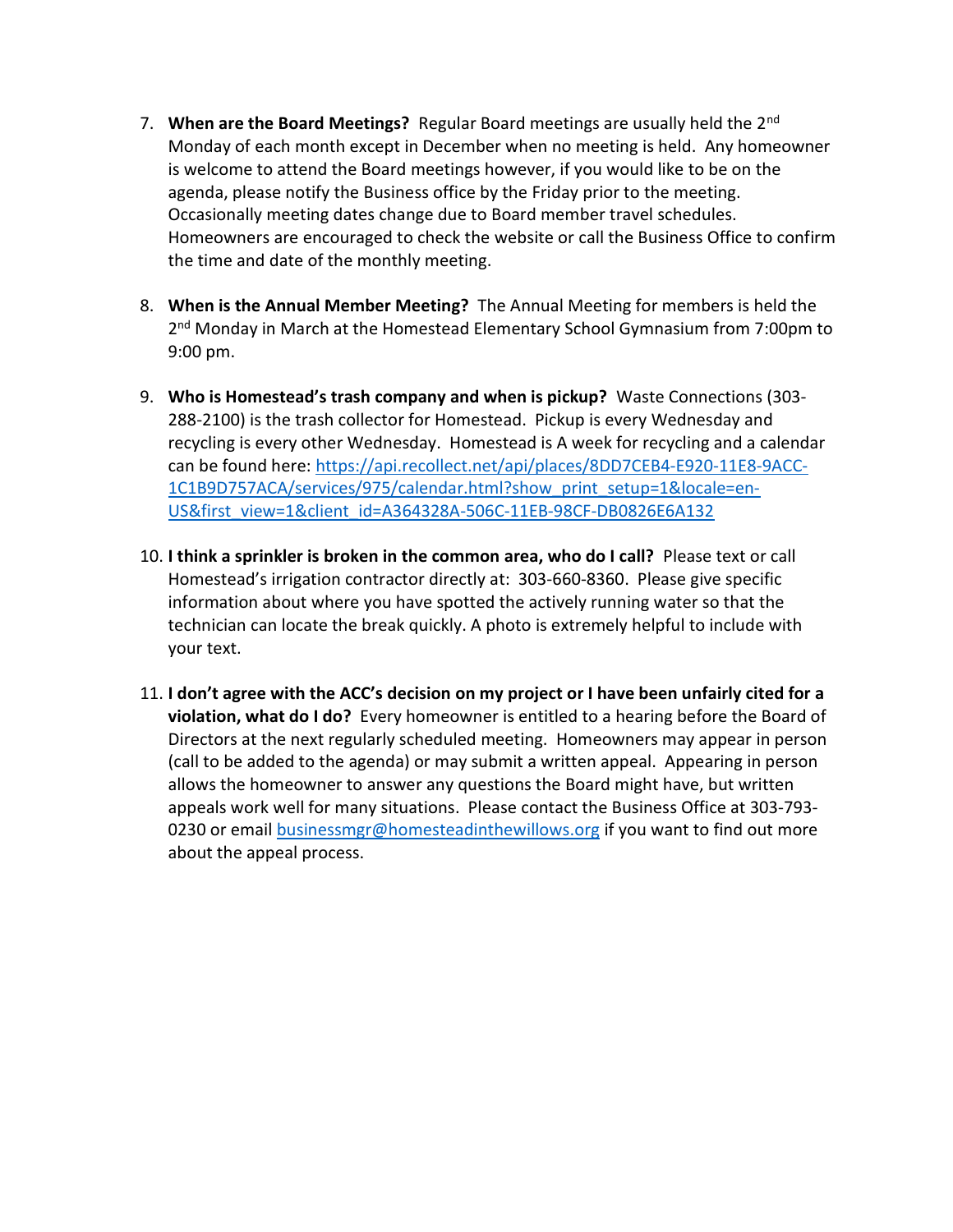7. **When are the Board Meetings?** Regular Board meetings are usually held the 2nd Monday of each month except in December when no meeting is held. Any homeowner is welcome to attend the Board meetings however, if you would like to be on the agenda, please notify the Business office by the Friday prior to the meeting. Occasionally meeting dates change due to Board member travel schedules. Homeowners are encouraged to check the website or call the Business Office to confirm the time and date of the monthly meeting.

8. **When is the Annual Member Meeting?** The Annual Meeting for members is held the 2nd Monday in March at the Homestead Elementary School Gymnasium from 7:00pm to 9:00 pm.

9. **Who is Homestead's trash company and when is pickup?** Waste Connections (303-288-2100) is the trash collector for Homestead. Pickup is every Wednesday and recycling is every other Wednesday. Homestead is A week for recycling and a calendar can be found here: https://api.recollect.net/api/places/8DD7CEB4-E920-11E8-9ACC-1C1B9D757ACA/services/975/calendar.html?show_print_setup=1&locale=en-US&first_view=1&client_id=A364328A-506C-11EB-98CF-DB0826E6A132

10. **I think a sprinkler is broken in the common area, who do I call?** Please text or call Homestead's irrigation contractor directly at: 303-660-8360. Please give specific information about where you have spotted the actively running water so that the technician can locate the break quickly. A photo is extremely helpful to include with your text.

11. **I don't agree with the ACC's decision on my project or I have been unfairly cited for a violation, what do I do?** Every homeowner is entitled to a hearing before the Board of Directors at the next regularly scheduled meeting. Homeowners may appear in person (call to be added to the agenda) or may submit a written appeal. Appearing in person allows the homeowner to answer any questions the Board might have, but written appeals work well for many situations. Please contact the Business Office at 303-793-0230 or email businessmgr@homesteadinthewillows.org if you want to find out more about the appeal process.